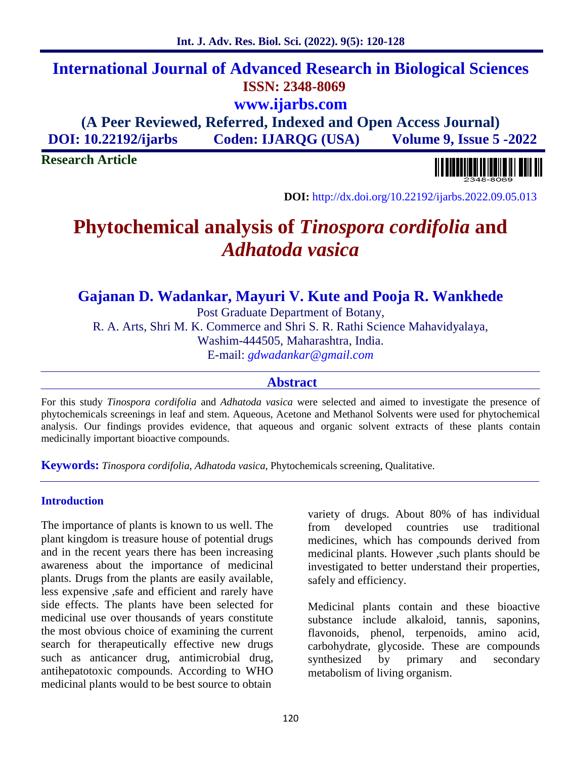International Journal of Advanced Research in Biological Sciences
ISSN: 2348-8069
www.ijarbs.com
(A Peer Reviewed, Referred, Indexed and Open Access Journal)
DOI: 10.22192/ijarbs Coden: IJARQG (USA) Volume 9, Issue 5 -2022

**Research Article**

**DOI:** http://dx.doi.org/10.22192/ijarbs.2022.09.05.013

# Phytochemical analysis of *Tinospora cordifolia* and *Adhatoda vasica*

## Gajanan D. Wadankar, Mayuri V. Kute and Pooja R. Wankhede

Post Graduate Department of Botany,
R. A. Arts, Shri M. K. Commerce and Shri S. R. Rathi Science Mahavidyalaya,
Washim-444505, Maharashtra, India.
E-mail: *gdwadankar@gmail.com*

## Abstract

For this study *Tinospora cordifolia* and *Adhatoda vasica* were selected and aimed to investigate the presence of phytochemicals screenings in leaf and stem. Aqueous, Acetone and Methanol Solvents were used for phytochemical analysis. Our findings provides evidence, that aqueous and organic solvent extracts of these plants contain medicinally important bioactive compounds.

**Keywords:** *Tinospora cordifolia, Adhatoda vasica*, Phytochemicals screening, Qualitative.

### Introduction

The importance of plants is known to us well. The plant kingdom is treasure house of potential drugs and in the recent years there has been increasing awareness about the importance of medicinal plants. Drugs from the plants are easily available, less expensive ,safe and efficient and rarely have side effects. The plants have been selected for medicinal use over thousands of years constitute the most obvious choice of examining the current search for therapeutically effective new drugs such as anticancer drug, antimicrobial drug, antihepatotoxic compounds. According to WHO medicinal plants would to be best source to obtain variety of drugs. About 80% of has individual from developed countries use traditional medicines, which has compounds derived from medicinal plants. However ,such plants should be investigated to better understand their properties, safely and efficiency.

Medicinal plants contain and these bioactive substance include alkaloid, tannis, saponins, flavonoids, phenol, terpenoids, amino acid, carbohydrate, glycoside. These are compounds synthesized by primary and secondary metabolism of living organism.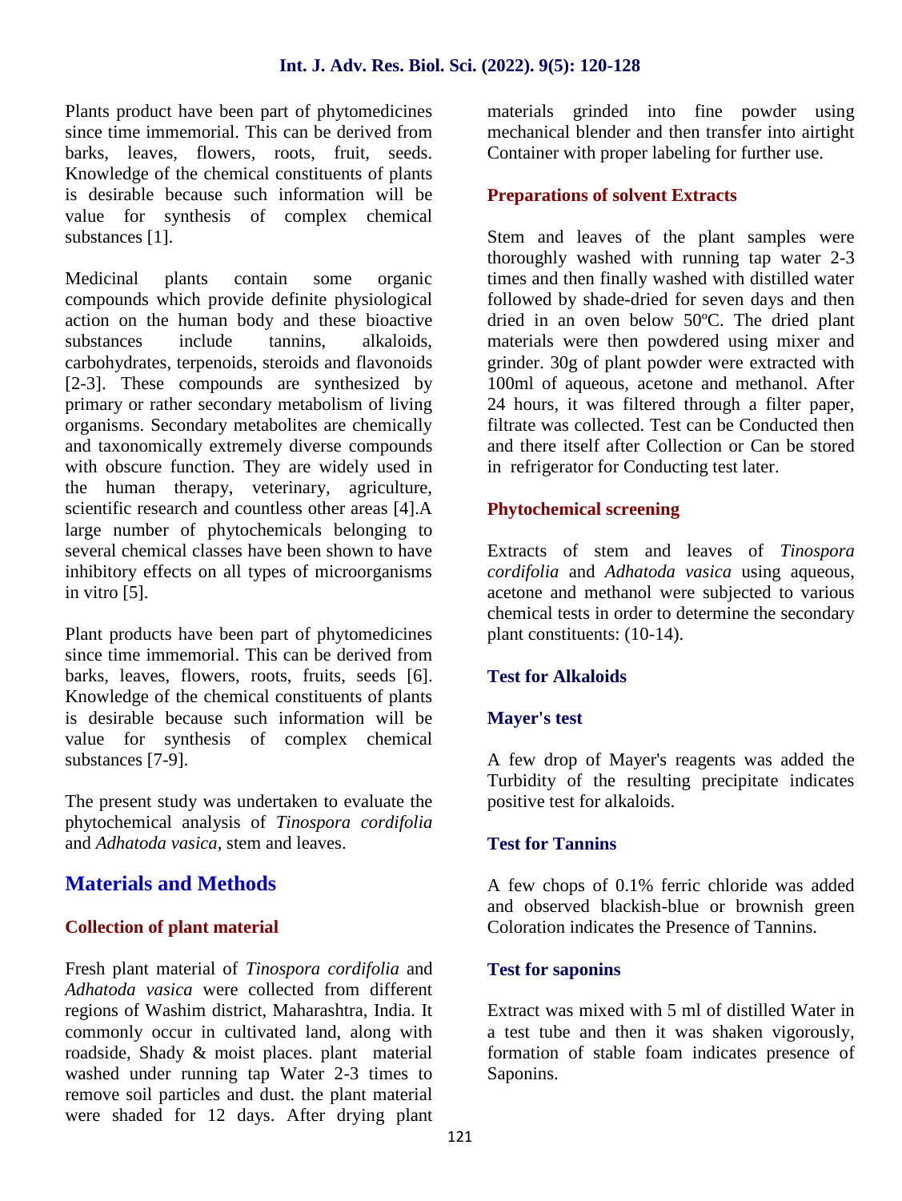Plants product have been part of phytomedicines since time immemorial. This can be derived from barks, leaves, flowers, roots, fruit, seeds. Knowledge of the chemical constituents of plants is desirable because such information will be value for synthesis of complex chemical substances [1].

Medicinal plants contain some organic compounds which provide definite physiological action on the human body and these bioactive substances include tannins, alkaloids, carbohydrates, terpenoids, steroids and flavonoids [2-3]. These compounds are synthesized by primary or rather secondary metabolism of living organisms. Secondary metabolites are chemically and taxonomically extremely diverse compounds with obscure function. They are widely used in the human therapy, veterinary, agriculture, scientific research and countless other areas [4].A large number of phytochemicals belonging to several chemical classes have been shown to have inhibitory effects on all types of microorganisms in vitro [5].

Plant products have been part of phytomedicines since time immemorial. This can be derived from barks, leaves, flowers, roots, fruits, seeds [6]. Knowledge of the chemical constituents of plants is desirable because such information will be value for synthesis of complex chemical substances [7-9].

The present study was undertaken to evaluate the phytochemical analysis of *Tinospora cordifolia* and *Adhatoda vasica*, stem and leaves.

## Materials and Methods

### Collection of plant material

Fresh plant material of *Tinospora cordifolia* and *Adhatoda vasica* were collected from different regions of Washim district, Maharashtra, India. It commonly occur in cultivated land, along with roadside, Shady & moist places. plant material washed under running tap Water 2-3 times to remove soil particles and dust. the plant material were shaded for 12 days. After drying plant materials grinded into fine powder using mechanical blender and then transfer into airtight Container with proper labeling for further use.

### Preparations of solvent Extracts

Stem and leaves of the plant samples were thoroughly washed with running tap water 2-3 times and then finally washed with distilled water followed by shade-dried for seven days and then dried in an oven below 50ºC. The dried plant materials were then powdered using mixer and grinder. 30g of plant powder were extracted with 100ml of aqueous, acetone and methanol. After 24 hours, it was filtered through a filter paper, filtrate was collected. Test can be Conducted then and there itself after Collection or Can be stored in refrigerator for Conducting test later.

### Phytochemical screening

Extracts of stem and leaves of *Tinospora cordifolia* and *Adhatoda vasica* using aqueous, acetone and methanol were subjected to various chemical tests in order to determine the secondary plant constituents: (10-14).

### Test for Alkaloids

#### Mayer's test

A few drop of Mayer's reagents was added the Turbidity of the resulting precipitate indicates positive test for alkaloids.

### Test for Tannins

A few chops of 0.1% ferric chloride was added and observed blackish-blue or brownish green Coloration indicates the Presence of Tannins.

### Test for saponins

Extract was mixed with 5 ml of distilled Water in a test tube and then it was shaken vigorously, formation of stable foam indicates presence of Saponins.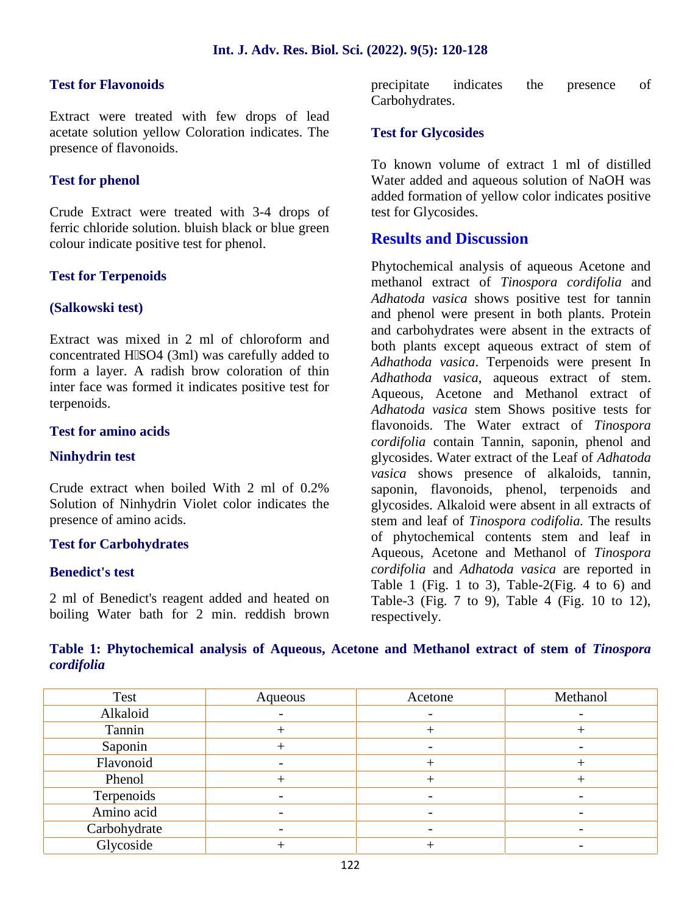### Test for Flavonoids

Extract were treated with few drops of lead acetate solution yellow Coloration indicates. The presence of flavonoids.

### Test for phenol

Crude Extract were treated with 3-4 drops of ferric chloride solution. bluish black or blue green colour indicate positive test for phenol.

### Test for Terpenoids

#### (Salkowski test)

Extract was mixed in 2 ml of chloroform and concentrated H SO4 (3ml) was carefully added to form a layer. A radish brow coloration of thin inter face was formed it indicates positive test for terpenoids.

### Test for amino acids

#### Ninhydrin test

Crude extract when boiled With 2 ml of 0.2% Solution of Ninhydrin Violet color indicates the presence of amino acids.

### Test for Carbohydrates

#### Benedict's test

2 ml of Benedict's reagent added and heated on boiling Water bath for 2 min. reddish brown precipitate indicates the presence of Carbohydrates.

### Test for Glycosides

To known volume of extract 1 ml of distilled Water added and aqueous solution of NaOH was added formation of yellow color indicates positive test for Glycosides.

## Results and Discussion

Phytochemical analysis of aqueous Acetone and methanol extract of *Tinospora cordifolia* and *Adhatoda vasica* shows positive test for tannin and phenol were present in both plants. Protein and carbohydrates were absent in the extracts of both plants except aqueous extract of stem of *Adhathoda vasica*. Terpenoids were present In *Adhathoda vasica*, aqueous extract of stem. Aqueous, Acetone and Methanol extract of *Adhatoda vasica* stem Shows positive tests for flavonoids. The Water extract of *Tinospora cordifolia* contain Tannin, saponin, phenol and glycosides. Water extract of the Leaf of *Adhatoda vasica* shows presence of alkaloids, tannin, saponin, flavonoids, phenol, terpenoids and glycosides. Alkaloid were absent in all extracts of stem and leaf of *Tinospora codifolia.* The results of phytochemical contents stem and leaf in Aqueous, Acetone and Methanol of *Tinospora cordifolia* and *Adhatoda vasica* are reported in Table 1 (Fig. 1 to 3), Table-2(Fig. 4 to 6) and Table-3 (Fig. 7 to 9), Table 4 (Fig. 10 to 12), respectively.

**Table 1: Phytochemical analysis of Aqueous, Acetone and Methanol extract of stem of *Tinospora cordifolia***

| Test | Aqueous | Acetone | Methanol |
|---|---|---|---|
| Alkaloid | - | - | - |
| Tannin | + | + | + |
| Saponin | + | - | - |
| Flavonoid | - | + | + |
| Phenol | + | + | + |
| Terpenoids | - | - | - |
| Amino acid | - | - | - |
| Carbohydrate | - | - | - |
| Glycoside | + | + | - |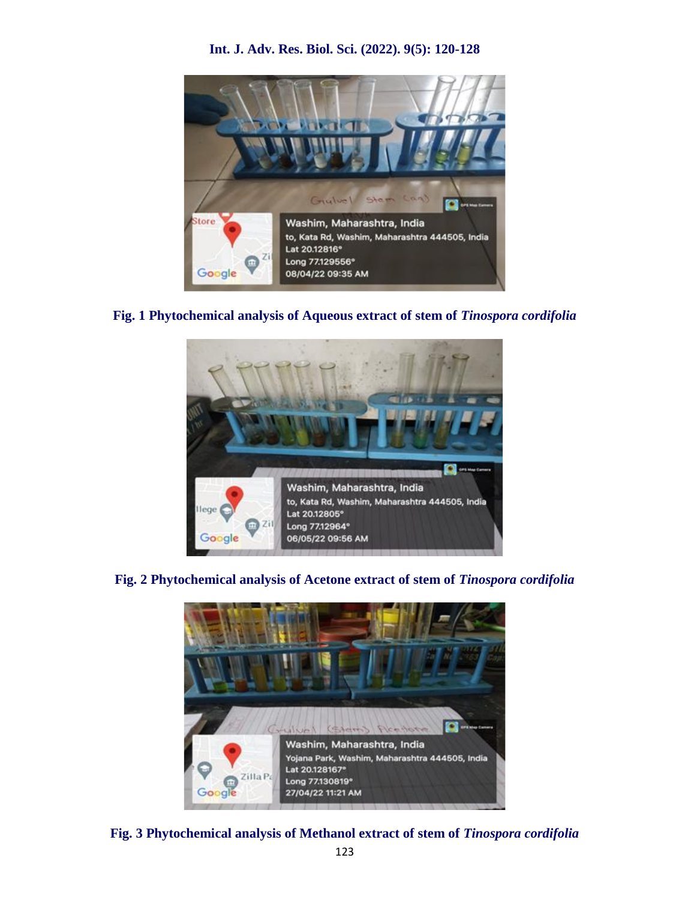**Fig. 1 Phytochemical analysis of Aqueous extract of stem of *Tinospora cordifolia***

**Fig. 2 Phytochemical analysis of Acetone extract of stem of *Tinospora cordifolia***

**Fig. 3 Phytochemical analysis of Methanol extract of stem of *Tinospora cordifolia***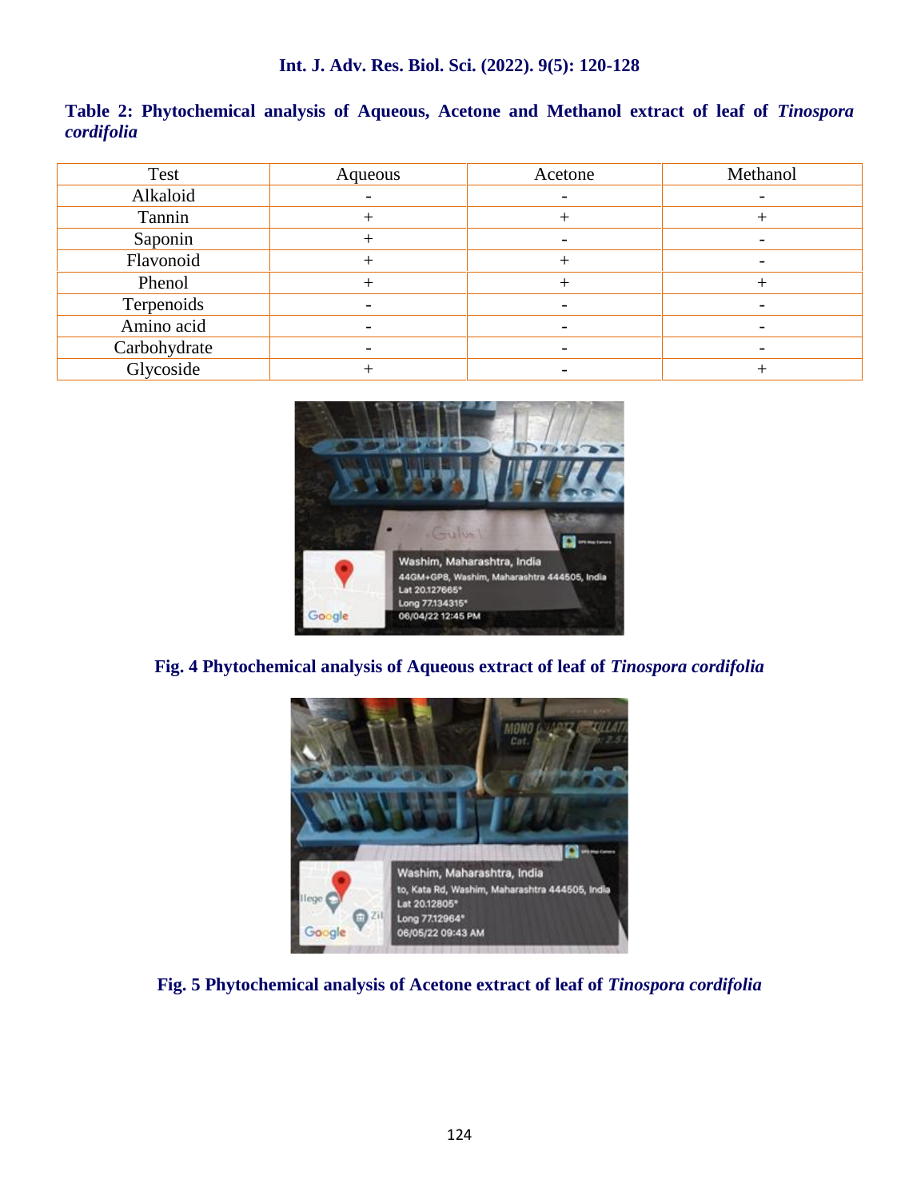**Table 2: Phytochemical analysis of Aqueous, Acetone and Methanol extract of leaf of *Tinospora cordifolia***

| Test | Aqueous | Acetone | Methanol |
|---|---|---|---|
| Alkaloid | - | - | - |
| Tannin | + | + | + |
| Saponin | + | - | - |
| Flavonoid | + | + | - |
| Phenol | + | + | + |
| Terpenoids | - | - | - |
| Amino acid | - | - | - |
| Carbohydrate | - | - | - |
| Glycoside | + | - | + |

**Fig. 4 Phytochemical analysis of Aqueous extract of leaf of *Tinospora cordifolia***

**Fig. 5 Phytochemical analysis of Acetone extract of leaf of *Tinospora cordifolia***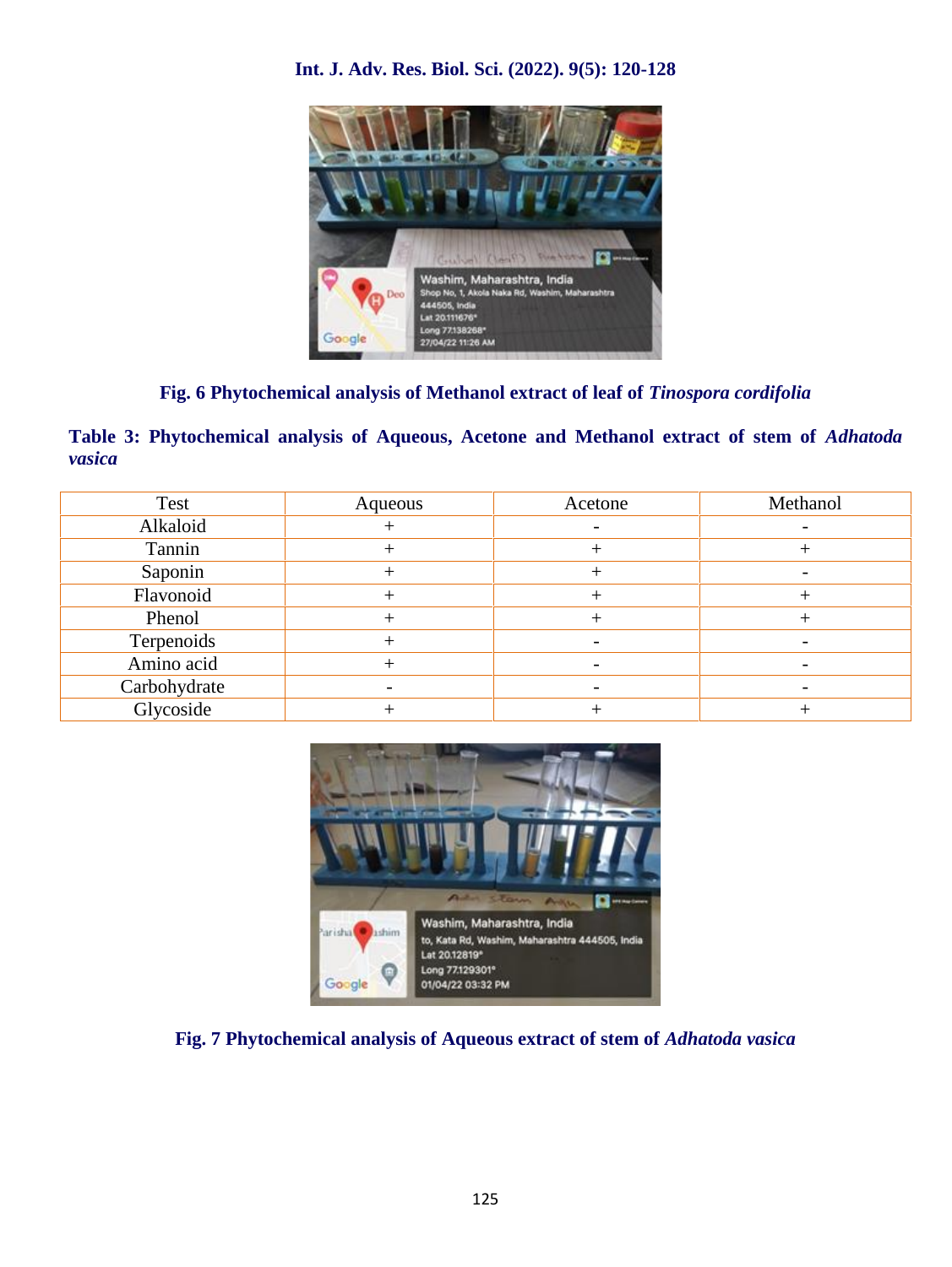Fig. 6 Phytochemical analysis of Methanol extract of leaf of *Tinospora cordifolia*

**Table 3: Phytochemical analysis of Aqueous, Acetone and Methanol extract of stem of *Adhatoda vasica***

| Test | Aqueous | Acetone | Methanol |
|---|---|---|---|
| Alkaloid | + | - | - |
| Tannin | + | + | + |
| Saponin | + | + | - |
| Flavonoid | + | + | + |
| Phenol | + | + | + |
| Terpenoids | + | - | - |
| Amino acid | + | - | - |
| Carbohydrate | - | - | - |
| Glycoside | + | + | + |

Fig. 7 Phytochemical analysis of Aqueous extract of stem of *Adhatoda vasica*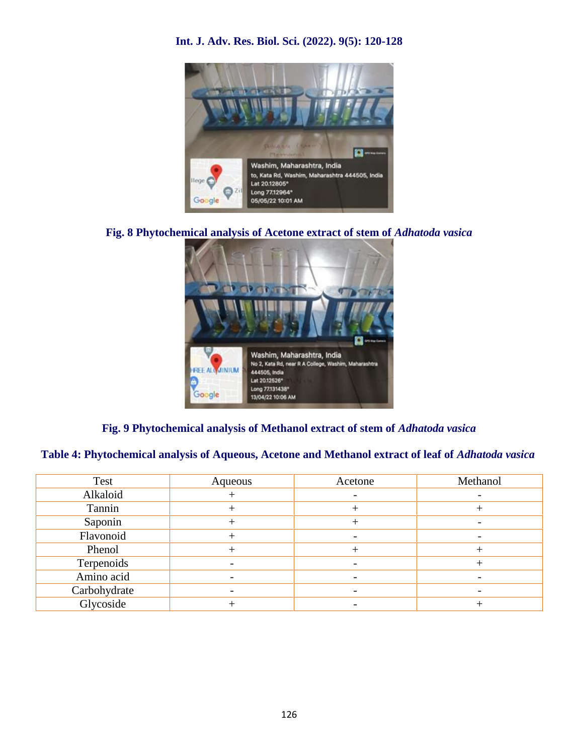**Fig. 8 Phytochemical analysis of Acetone extract of stem of *Adhatoda vasica***

**Fig. 9 Phytochemical analysis of Methanol extract of stem of *Adhatoda vasica***

**Table 4: Phytochemical analysis of Aqueous, Acetone and Methanol extract of leaf of *Adhatoda vasica***

| Test | Aqueous | Acetone | Methanol |
|---|---|---|---|
| Alkaloid | + | - | - |
| Tannin | + | + | + |
| Saponin | + | + | - |
| Flavonoid | + | - | - |
| Phenol | + | + | + |
| Terpenoids | - | - | + |
| Amino acid | - | - | - |
| Carbohydrate | - | - | - |
| Glycoside | + | - | + |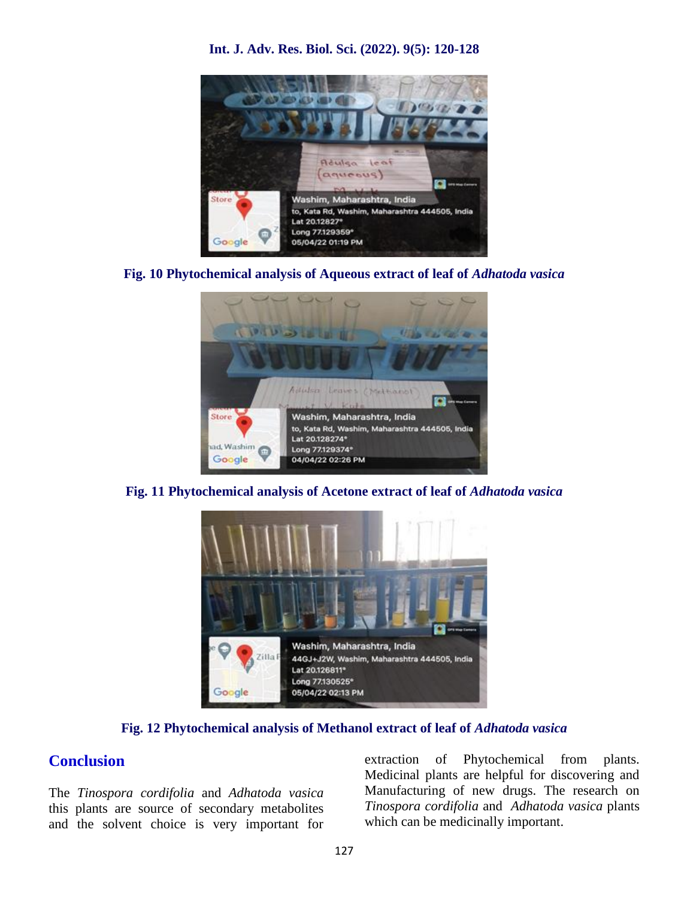Fig. 10 Phytochemical analysis of Aqueous extract of leaf of *Adhatoda vasica*

Fig. 11 Phytochemical analysis of Acetone extract of leaf of *Adhatoda vasica*

Fig. 12 Phytochemical analysis of Methanol extract of leaf of *Adhatoda vasica*

## Conclusion

The *Tinospora cordifolia* and *Adhatoda vasica* this plants are source of secondary metabolites and the solvent choice is very important for extraction of Phytochemical from plants. Medicinal plants are helpful for discovering and Manufacturing of new drugs. The research on *Tinospora cordifolia* and *Adhatoda vasica* plants which can be medicinally important.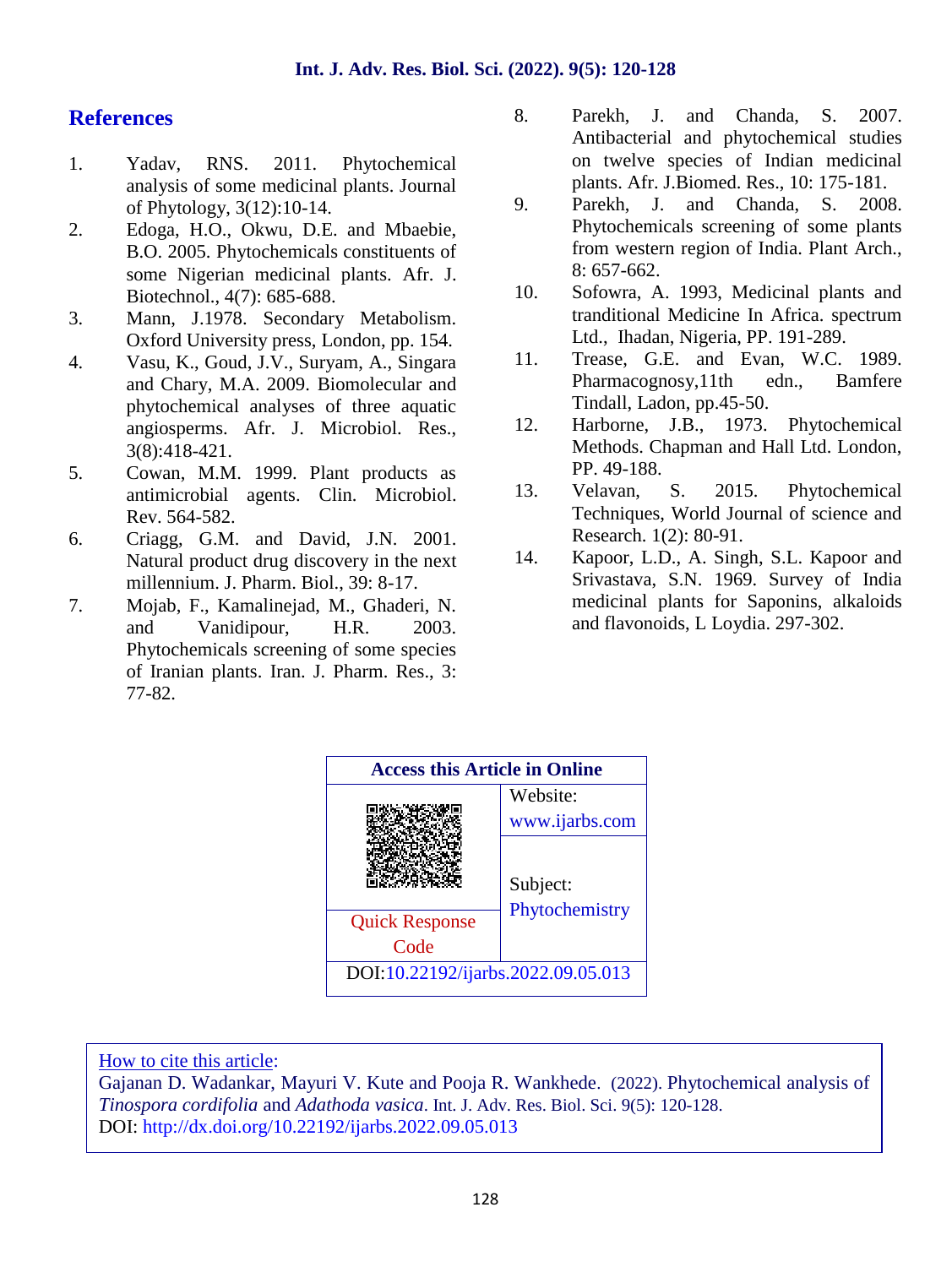## References

1. Yadav, RNS. 2011. Phytochemical analysis of some medicinal plants. Journal of Phytology, 3(12):10-14.
2. Edoga, H.O., Okwu, D.E. and Mbaebie, B.O. 2005. Phytochemicals constituents of some Nigerian medicinal plants. Afr. J. Biotechnol., 4(7): 685-688.
3. Mann, J.1978. Secondary Metabolism. Oxford University press, London, pp. 154.
4. Vasu, K., Goud, J.V., Suryam, A., Singara and Chary, M.A. 2009. Biomolecular and phytochemical analyses of three aquatic angiosperms. Afr. J. Microbiol. Res., 3(8):418-421.
5. Cowan, M.M. 1999. Plant products as antimicrobial agents. Clin. Microbiol. Rev. 564-582.
6. Criagg, G.M. and David, J.N. 2001. Natural product drug discovery in the next millennium. J. Pharm. Biol., 39: 8-17.
7. Mojab, F., Kamalinejad, M., Ghaderi, N. and Vanidipour, H.R. 2003. Phytochemicals screening of some species of Iranian plants. Iran. J. Pharm. Res., 3: 77-82.
8. Parekh, J. and Chanda, S. 2007. Antibacterial and phytochemical studies on twelve species of Indian medicinal plants. Afr. J.Biomed. Res., 10: 175-181.
9. Parekh, J. and Chanda, S. 2008. Phytochemicals screening of some plants from western region of India. Plant Arch., 8: 657-662.
10. Sofowra, A. 1993, Medicinal plants and tranditional Medicine In Africa. spectrum Ltd., Ihadan, Nigeria, PP. 191-289.
11. Trease, G.E. and Evan, W.C. 1989. Pharmacognosy,11th edn., Bamfere Tindall, Ladon, pp.45-50.
12. Harborne, J.B., 1973. Phytochemical Methods. Chapman and Hall Ltd. London, PP. 49-188.
13. Velavan, S. 2015. Phytochemical Techniques, World Journal of science and Research. 1(2): 80-91.
14. Kapoor, L.D., A. Singh, S.L. Kapoor and Srivastava, S.N. 1969. Survey of India medicinal plants for Saponins, alkaloids and flavonoids, L Loydia. 297-302.

| Access this Article in Online | |
|---|---|
| Quick Response Code | Website: www.ijarbs.com |
| | Subject: Phytochemistry |
| DOI:10.22192/ijarbs.2022.09.05.013 | |

How to cite this article:
Gajanan D. Wadankar, Mayuri V. Kute and Pooja R. Wankhede. (2022). Phytochemical analysis of *Tinospora cordifolia* and *Adathoda vasica*. Int. J. Adv. Res. Biol. Sci. 9(5): 120-128.
DOI: http://dx.doi.org/10.22192/ijarbs.2022.09.05.013